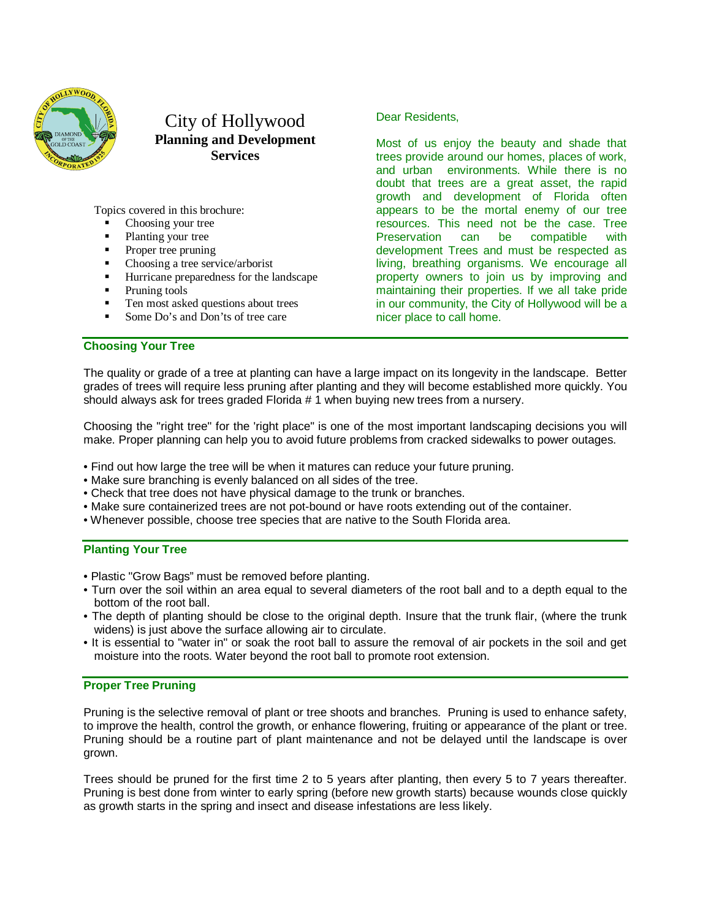# City of Hollywood
## Planning and Development Services

Topics covered in this brochure:

- Choosing your tree
- Planting your tree
- Proper tree pruning
- Choosing a tree service/arborist
- Hurricane preparedness for the landscape
- Pruning tools
- Ten most asked questions about trees
- Some Do's and Don'ts of tree care

Dear Residents,

Most of us enjoy the beauty and shade that trees provide around our homes, places of work, and urban environments. While there is no doubt that trees are a great asset, the rapid growth and development of Florida often appears to be the mortal enemy of our tree resources. This need not be the case. Tree Preservation can be compatible with development Trees and must be respected as living, breathing organisms. We encourage all property owners to join us by improving and maintaining their properties. If we all take pride in our community, the City of Hollywood will be a nicer place to call home.

## Choosing Your Tree

The quality or grade of a tree at planting can have a large impact on its longevity in the landscape. Better grades of trees will require less pruning after planting and they will become established more quickly. You should always ask for trees graded Florida # 1 when buying new trees from a nursery.

Choosing the "right tree" for the 'right place" is one of the most important landscaping decisions you will make. Proper planning can help you to avoid future problems from cracked sidewalks to power outages.

- Find out how large the tree will be when it matures can reduce your future pruning.
- Make sure branching is evenly balanced on all sides of the tree.
- Check that tree does not have physical damage to the trunk or branches.
- Make sure containerized trees are not pot-bound or have roots extending out of the container.
- Whenever possible, choose tree species that are native to the South Florida area.

## Planting Your Tree

- Plastic "Grow Bags" must be removed before planting.
- Turn over the soil within an area equal to several diameters of the root ball and to a depth equal to the bottom of the root ball.
- The depth of planting should be close to the original depth. Insure that the trunk flair, (where the trunk widens) is just above the surface allowing air to circulate.
- It is essential to "water in" or soak the root ball to assure the removal of air pockets in the soil and get moisture into the roots. Water beyond the root ball to promote root extension.

## Proper Tree Pruning

Pruning is the selective removal of plant or tree shoots and branches. Pruning is used to enhance safety, to improve the health, control the growth, or enhance flowering, fruiting or appearance of the plant or tree. Pruning should be a routine part of plant maintenance and not be delayed until the landscape is over grown.

Trees should be pruned for the first time 2 to 5 years after planting, then every 5 to 7 years thereafter. Pruning is best done from winter to early spring (before new growth starts) because wounds close quickly as growth starts in the spring and insect and disease infestations are less likely.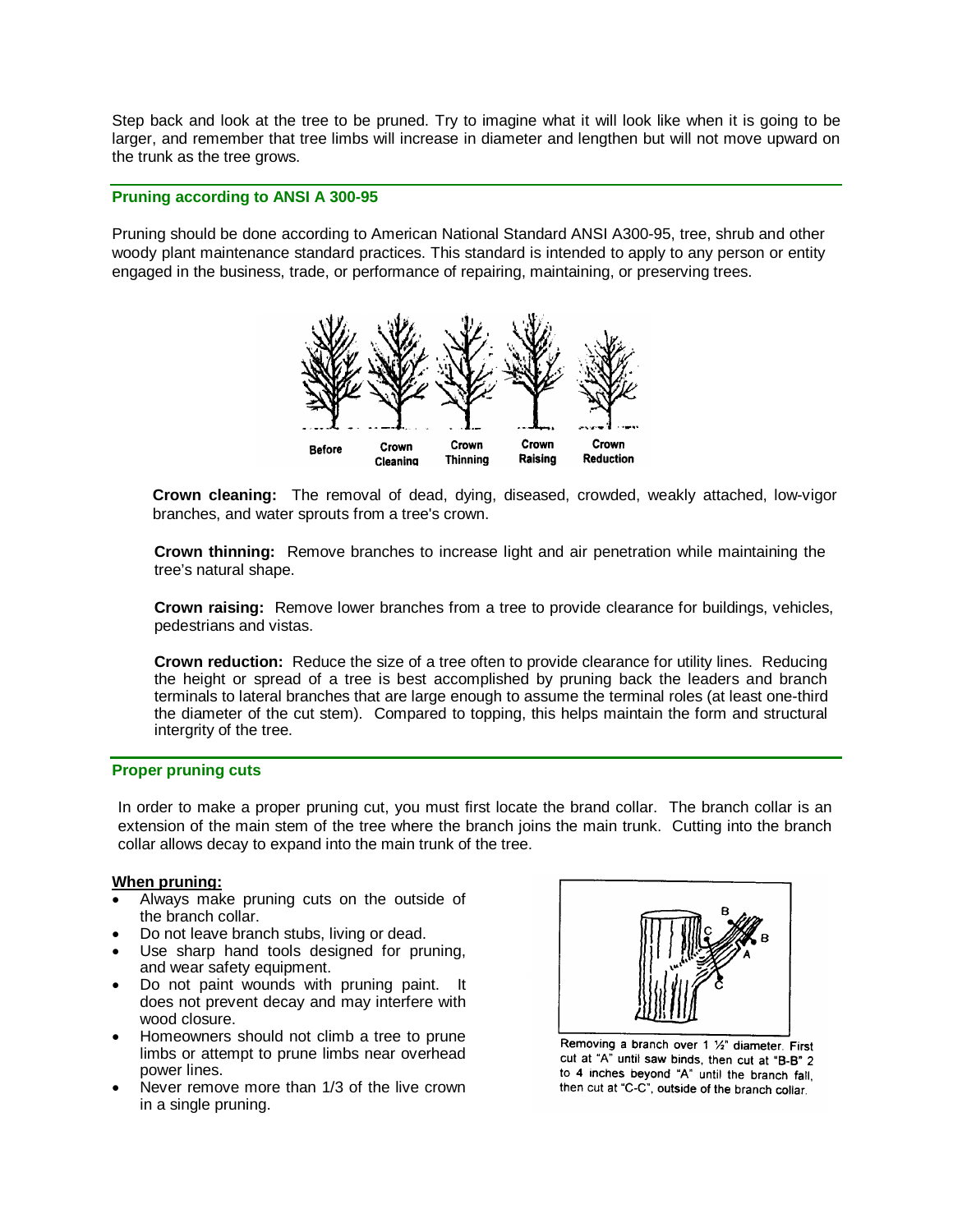Step back and look at the tree to be pruned. Try to imagine what it will look like when it is going to be larger, and remember that tree limbs will increase in diameter and lengthen but will not move upward on the trunk as the tree grows.

## Pruning according to ANSI A 300-95

Pruning should be done according to American National Standard ANSI A300-95, tree, shrub and other woody plant maintenance standard practices. This standard is intended to apply to any person or entity engaged in the business, trade, or performance of repairing, maintaining, or preserving trees.

Before | Crown Cleaning | Crown Thinning | Crown Raising | Crown Reduction

**Crown cleaning:** The removal of dead, dying, diseased, crowded, weakly attached, low-vigor branches, and water sprouts from a tree's crown.

**Crown thinning:** Remove branches to increase light and air penetration while maintaining the tree's natural shape.

**Crown raising:** Remove lower branches from a tree to provide clearance for buildings, vehicles, pedestrians and vistas.

**Crown reduction:** Reduce the size of a tree often to provide clearance for utility lines. Reducing the height or spread of a tree is best accomplished by pruning back the leaders and branch terminals to lateral branches that are large enough to assume the terminal roles (at least one-third the diameter of the cut stem). Compared to topping, this helps maintain the form and structural intergrity of the tree.

## Proper pruning cuts

In order to make a proper pruning cut, you must first locate the brand collar. The branch collar is an extension of the main stem of the tree where the branch joins the main trunk. Cutting into the branch collar allows decay to expand into the main trunk of the tree.

**When pruning:**

- Always make pruning cuts on the outside of the branch collar.
- Do not leave branch stubs, living or dead.
- Use sharp hand tools designed for pruning, and wear safety equipment.
- Do not paint wounds with pruning paint. It does not prevent decay and may interfere with wood closure.
- Homeowners should not climb a tree to prune limbs or attempt to prune limbs near overhead power lines.
- Never remove more than 1/3 of the live crown in a single pruning.

Removing a branch over 1 ½" diameter. First cut at "A" until saw binds, then cut at "B-B" 2 to 4 inches beyond "A" until the branch fall, then cut at "C-C", outside of the branch collar.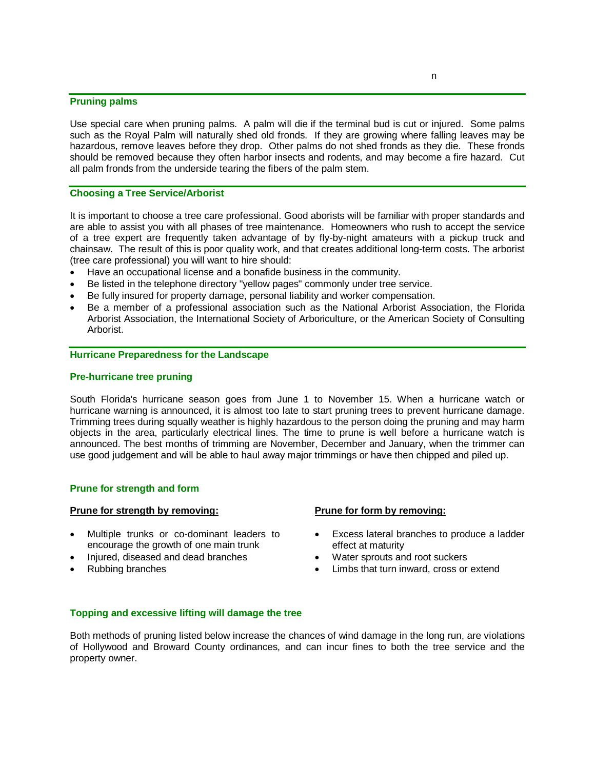## Pruning palms

Use special care when pruning palms. A palm will die if the terminal bud is cut or injured. Some palms such as the Royal Palm will naturally shed old fronds. If they are growing where falling leaves may be hazardous, remove leaves before they drop. Other palms do not shed fronds as they die. These fronds should be removed because they often harbor insects and rodents, and may become a fire hazard. Cut all palm fronds from the underside tearing the fibers of the palm stem.

## Choosing a Tree Service/Arborist

It is important to choose a tree care professional. Good aborists will be familiar with proper standards and are able to assist you with all phases of tree maintenance. Homeowners who rush to accept the service of a tree expert are frequently taken advantage of by fly-by-night amateurs with a pickup truck and chainsaw. The result of this is poor quality work, and that creates additional long-term costs. The arborist (tree care professional) you will want to hire should:

- Have an occupational license and a bonafide business in the community.
- Be listed in the telephone directory "yellow pages" commonly under tree service.
- Be fully insured for property damage, personal liability and worker compensation.
- Be a member of a professional association such as the National Arborist Association, the Florida Arborist Association, the International Society of Arboriculture, or the American Society of Consulting Arborist.

## Hurricane Preparedness for the Landscape

### Pre-hurricane tree pruning

South Florida's hurricane season goes from June 1 to November 15. When a hurricane watch or hurricane warning is announced, it is almost too late to start pruning trees to prevent hurricane damage. Trimming trees during squally weather is highly hazardous to the person doing the pruning and may harm objects in the area, particularly electrical lines. The time to prune is well before a hurricane watch is announced. The best months of trimming are November, December and January, when the trimmer can use good judgement and will be able to haul away major trimmings or have then chipped and piled up.

### Prune for strength and form

**Prune for strength by removing:**

- Multiple trunks or co-dominant leaders to encourage the growth of one main trunk
- Injured, diseased and dead branches
- Rubbing branches

**Prune for form by removing:**

- Excess lateral branches to produce a ladder effect at maturity
- Water sprouts and root suckers
- Limbs that turn inward, cross or extend

### Topping and excessive lifting will damage the tree

Both methods of pruning listed below increase the chances of wind damage in the long run, are violations of Hollywood and Broward County ordinances, and can incur fines to both the tree service and the property owner.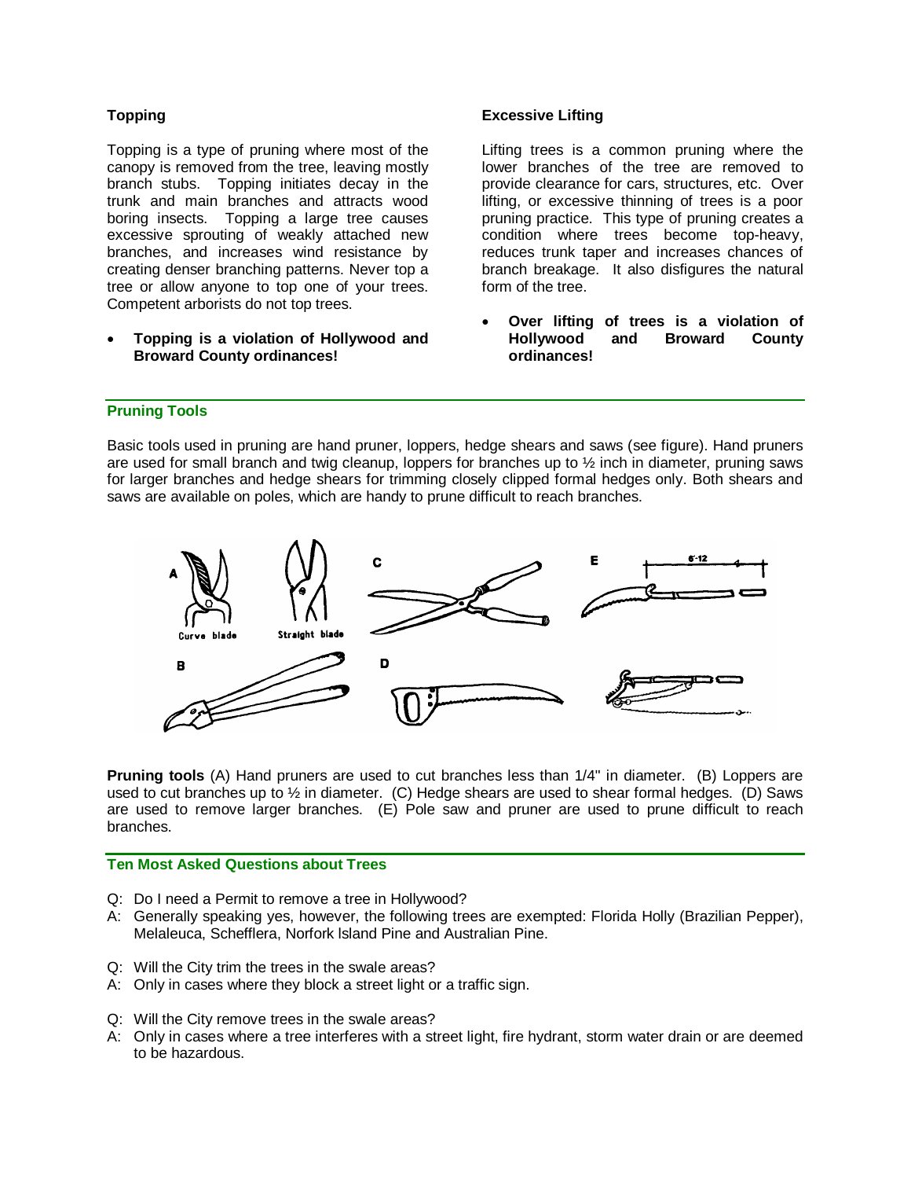### Topping

Topping is a type of pruning where most of the canopy is removed from the tree, leaving mostly branch stubs. Topping initiates decay in the trunk and main branches and attracts wood boring insects. Topping a large tree causes excessive sprouting of weakly attached new branches, and increases wind resistance by creating denser branching patterns. Never top a tree or allow anyone to top one of your trees. Competent arborists do not top trees.

- **Topping is a violation of Hollywood and Broward County ordinances!**

### Excessive Lifting

Lifting trees is a common pruning where the lower branches of the tree are removed to provide clearance for cars, structures, etc. Over lifting, or excessive thinning of trees is a poor pruning practice. This type of pruning creates a condition where trees become top-heavy, reduces trunk taper and increases chances of branch breakage. It also disfigures the natural form of the tree.

- **Over lifting of trees is a violation of Hollywood and Broward County ordinances!**

## Pruning Tools

Basic tools used in pruning are hand pruner, loppers, hedge shears and saws (see figure). Hand pruners are used for small branch and twig cleanup, loppers for branches up to ½ inch in diameter, pruning saws for larger branches and hedge shears for trimming closely clipped formal hedges only. Both shears and saws are available on poles, which are handy to prune difficult to reach branches.

**Pruning tools** (A) Hand pruners are used to cut branches less than 1/4" in diameter. (B) Loppers are used to cut branches up to ½ in diameter. (C) Hedge shears are used to shear formal hedges. (D) Saws are used to remove larger branches. (E) Pole saw and pruner are used to prune difficult to reach branches.

## Ten Most Asked Questions about Trees

Q: Do I need a Permit to remove a tree in Hollywood?
A: Generally speaking yes, however, the following trees are exempted: Florida Holly (Brazilian Pepper), Melaleuca, Schefflera, Norfork Island Pine and Australian Pine.

Q: Will the City trim the trees in the swale areas?
A: Only in cases where they block a street light or a traffic sign.

Q: Will the City remove trees in the swale areas?
A: Only in cases where a tree interferes with a street light, fire hydrant, storm water drain or are deemed to be hazardous.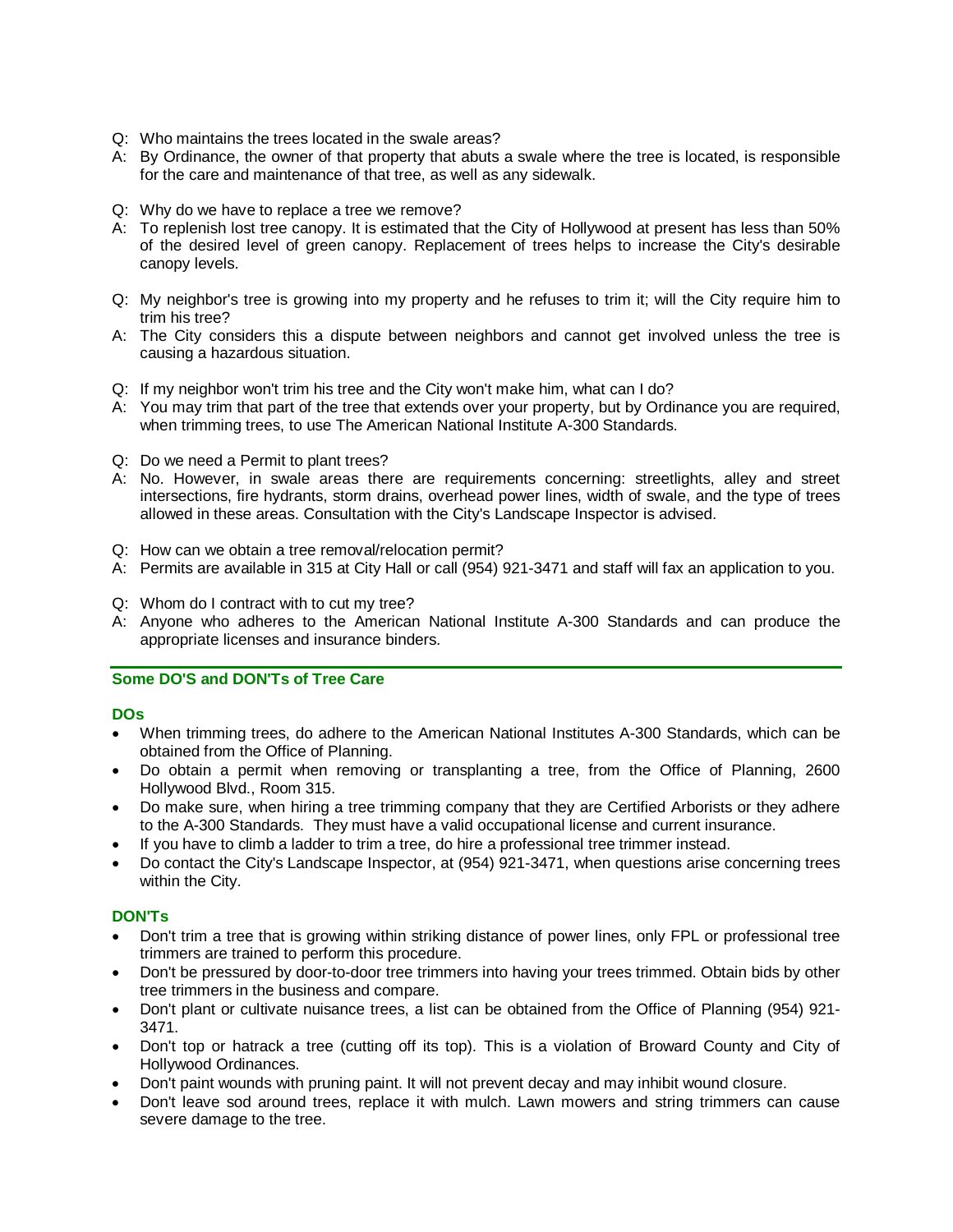Q: Who maintains the trees located in the swale areas?
A: By Ordinance, the owner of that property that abuts a swale where the tree is located, is responsible for the care and maintenance of that tree, as well as any sidewalk.

Q: Why do we have to replace a tree we remove?
A: To replenish lost tree canopy. It is estimated that the City of Hollywood at present has less than 50% of the desired level of green canopy. Replacement of trees helps to increase the City's desirable canopy levels.

Q: My neighbor's tree is growing into my property and he refuses to trim it; will the City require him to trim his tree?
A: The City considers this a dispute between neighbors and cannot get involved unless the tree is causing a hazardous situation.

Q: If my neighbor won't trim his tree and the City won't make him, what can I do?
A: You may trim that part of the tree that extends over your property, but by Ordinance you are required, when trimming trees, to use The American National Institute A-300 Standards.

Q: Do we need a Permit to plant trees?
A: No. However, in swale areas there are requirements concerning: streetlights, alley and street intersections, fire hydrants, storm drains, overhead power lines, width of swale, and the type of trees allowed in these areas. Consultation with the City's Landscape Inspector is advised.

Q: How can we obtain a tree removal/relocation permit?
A: Permits are available in 315 at City Hall or call (954) 921-3471 and staff will fax an application to you.

Q: Whom do I contract with to cut my tree?
A: Anyone who adheres to the American National Institute A-300 Standards and can produce the appropriate licenses and insurance binders.

---

## Some DO'S and DON'Ts of Tree Care

### DOs

- When trimming trees, do adhere to the American National Institutes A-300 Standards, which can be obtained from the Office of Planning.
- Do obtain a permit when removing or transplanting a tree, from the Office of Planning, 2600 Hollywood Blvd., Room 315.
- Do make sure, when hiring a tree trimming company that they are Certified Arborists or they adhere to the A-300 Standards. They must have a valid occupational license and current insurance.
- If you have to climb a ladder to trim a tree, do hire a professional tree trimmer instead.
- Do contact the City's Landscape Inspector, at (954) 921-3471, when questions arise concerning trees within the City.

### DON'Ts

- Don't trim a tree that is growing within striking distance of power lines, only FPL or professional tree trimmers are trained to perform this procedure.
- Don't be pressured by door-to-door tree trimmers into having your trees trimmed. Obtain bids by other tree trimmers in the business and compare.
- Don't plant or cultivate nuisance trees, a list can be obtained from the Office of Planning (954) 921-3471.
- Don't top or hatrack a tree (cutting off its top). This is a violation of Broward County and City of Hollywood Ordinances.
- Don't paint wounds with pruning paint. It will not prevent decay and may inhibit wound closure.
- Don't leave sod around trees, replace it with mulch. Lawn mowers and string trimmers can cause severe damage to the tree.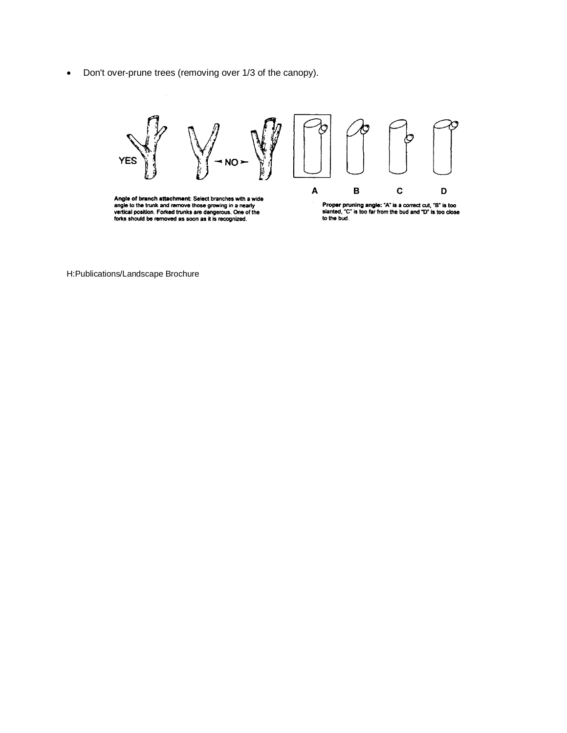- Don't over-prune trees (removing over 1/3 of the canopy).

YES

NO

A

B

C

D

**Angle of branch attachment**: Select branches with a wide angle to the trunk and remove those growing in a nearly vertical position. Forked trunks are dangerous. One of the forks should be removed as soon as it is recognized.

**Proper pruning angle:** "A" is a correct cut, "B" is too slanted, "C" is too far from the bud and "D" is too close to the bud.

H:Publications/Landscape Brochure